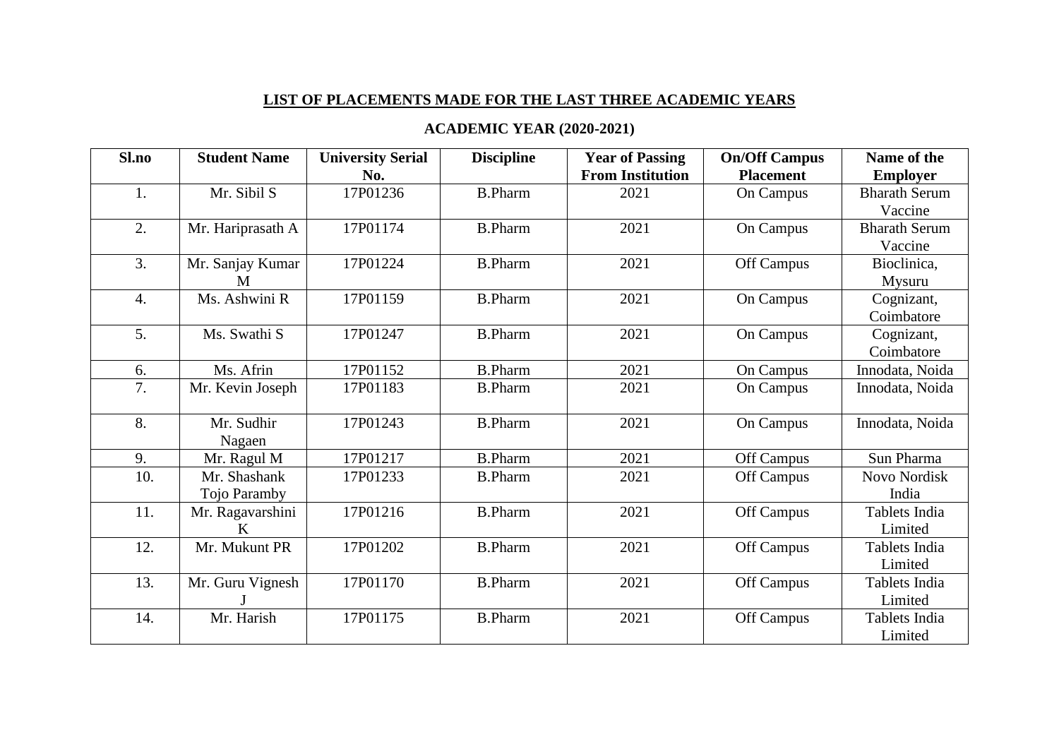## LIST OF PLACEMENTS MADE FOR THE LAST THREE ACADEMIC YEARS

### ACADEMIC YEAR (2020-2021)

| Sl.no | Student Name | University Serial No. | Discipline | Year of Passing From Institution | On/Off Campus Placement | Name of the Employer |
|---|---|---|---|---|---|---|
| 1. | Mr. Sibil S | 17P01236 | B.Pharm | 2021 | On Campus | Bharath Serum Vaccine |
| 2. | Mr. Hariprasath A | 17P01174 | B.Pharm | 2021 | On Campus | Bharath Serum Vaccine |
| 3. | Mr. Sanjay Kumar M | 17P01224 | B.Pharm | 2021 | Off Campus | Bioclinica, Mysuru |
| 4. | Ms. Ashwini R | 17P01159 | B.Pharm | 2021 | On Campus | Cognizant, Coimbatore |
| 5. | Ms. Swathi S | 17P01247 | B.Pharm | 2021 | On Campus | Cognizant, Coimbatore |
| 6. | Ms. Afrin | 17P01152 | B.Pharm | 2021 | On Campus | Innodata, Noida |
| 7. | Mr. Kevin Joseph | 17P01183 | B.Pharm | 2021 | On Campus | Innodata, Noida |
| 8. | Mr. Sudhir Nagaen | 17P01243 | B.Pharm | 2021 | On Campus | Innodata, Noida |
| 9. | Mr. Ragul M | 17P01217 | B.Pharm | 2021 | Off Campus | Sun Pharma |
| 10. | Mr. Shashank Tojo Paramby | 17P01233 | B.Pharm | 2021 | Off Campus | Novo Nordisk India |
| 11. | Mr. Ragavarshini K | 17P01216 | B.Pharm | 2021 | Off Campus | Tablets India Limited |
| 12. | Mr. Mukunt PR | 17P01202 | B.Pharm | 2021 | Off Campus | Tablets India Limited |
| 13. | Mr. Guru Vignesh J | 17P01170 | B.Pharm | 2021 | Off Campus | Tablets India Limited |
| 14. | Mr. Harish | 17P01175 | B.Pharm | 2021 | Off Campus | Tablets India Limited |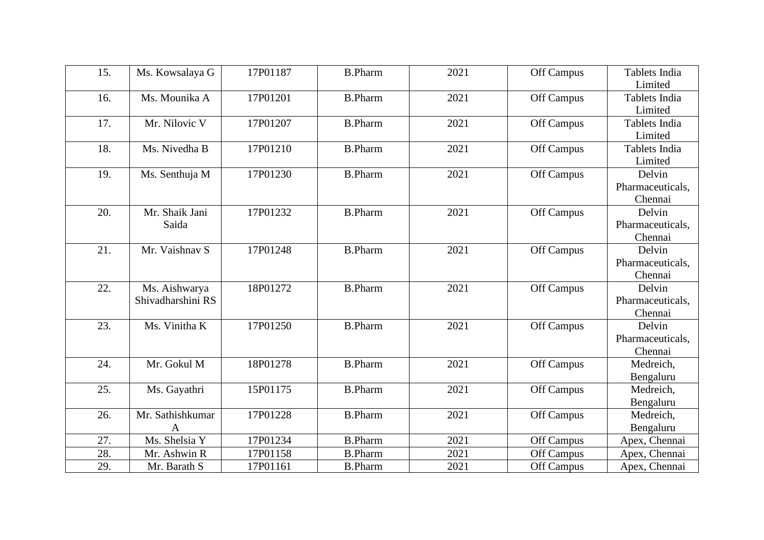| 15. | Ms. Kowsalaya G | 17P01187 | B.Pharm | 2021 | Off Campus | Tablets India Limited |
|---|---|---|---|---|---|---|
| 16. | Ms. Mounika A | 17P01201 | B.Pharm | 2021 | Off Campus | Tablets India Limited |
| 17. | Mr. Nilovic V | 17P01207 | B.Pharm | 2021 | Off Campus | Tablets India Limited |
| 18. | Ms. Nivedha B | 17P01210 | B.Pharm | 2021 | Off Campus | Tablets India Limited |
| 19. | Ms. Senthuja M | 17P01230 | B.Pharm | 2021 | Off Campus | Delvin Pharmaceuticals, Chennai |
| 20. | Mr. Shaik Jani Saida | 17P01232 | B.Pharm | 2021 | Off Campus | Delvin Pharmaceuticals, Chennai |
| 21. | Mr. Vaishnav S | 17P01248 | B.Pharm | 2021 | Off Campus | Delvin Pharmaceuticals, Chennai |
| 22. | Ms. Aishwarya Shivadharshini RS | 18P01272 | B.Pharm | 2021 | Off Campus | Delvin Pharmaceuticals, Chennai |
| 23. | Ms. Vinitha K | 17P01250 | B.Pharm | 2021 | Off Campus | Delvin Pharmaceuticals, Chennai |
| 24. | Mr. Gokul M | 18P01278 | B.Pharm | 2021 | Off Campus | Medreich, Bengaluru |
| 25. | Ms. Gayathri | 15P01175 | B.Pharm | 2021 | Off Campus | Medreich, Bengaluru |
| 26. | Mr. Sathishkumar A | 17P01228 | B.Pharm | 2021 | Off Campus | Medreich, Bengaluru |
| 27. | Ms. Shelsia Y | 17P01234 | B.Pharm | 2021 | Off Campus | Apex, Chennai |
| 28. | Mr. Ashwin R | 17P01158 | B.Pharm | 2021 | Off Campus | Apex, Chennai |
| 29. | Mr. Barath S | 17P01161 | B.Pharm | 2021 | Off Campus | Apex, Chennai |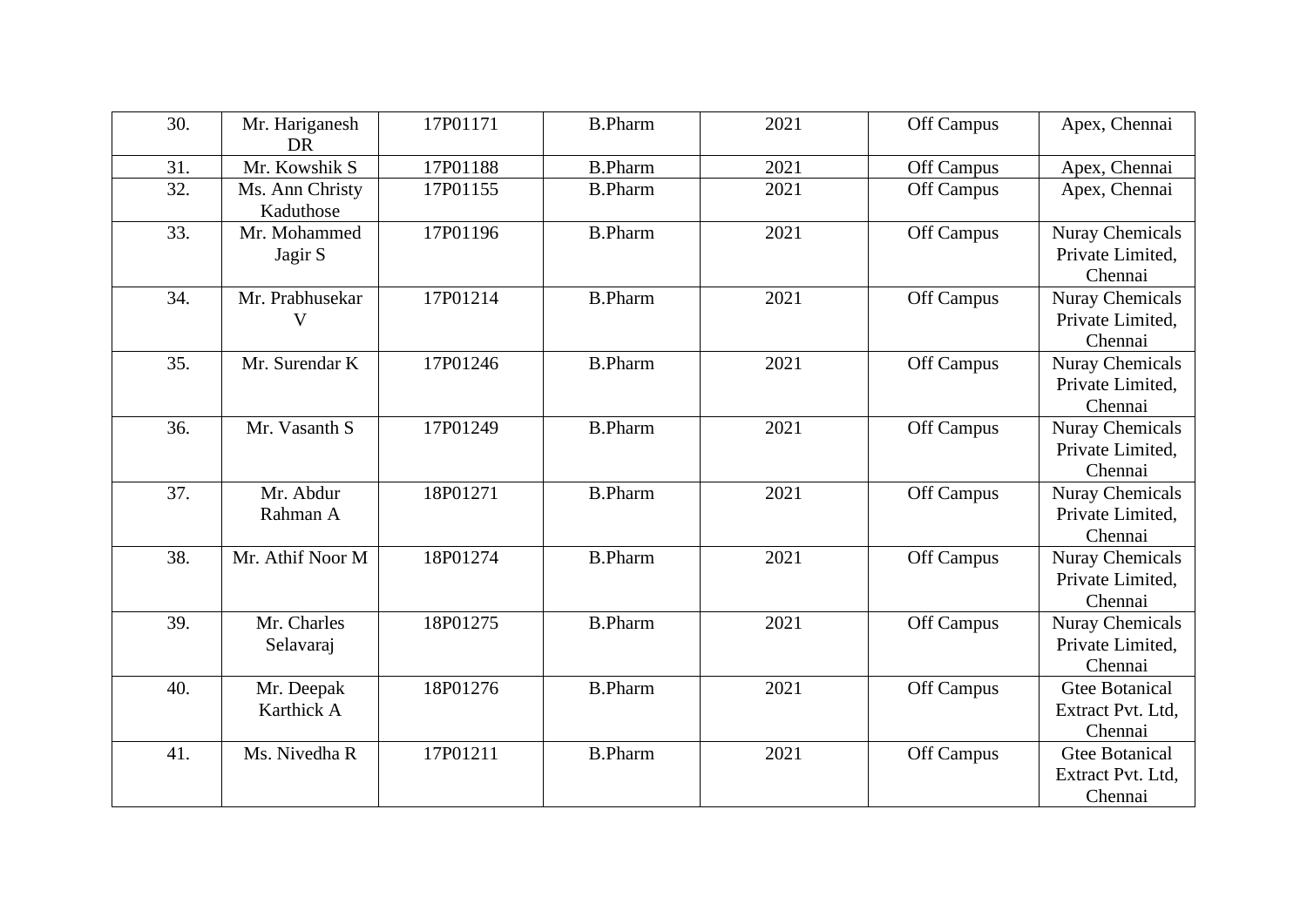| 30. | Mr. Hariganesh DR | 17P01171 | B.Pharm | 2021 | Off Campus | Apex, Chennai |
|---|---|---|---|---|---|---|
| 31. | Mr. Kowshik S | 17P01188 | B.Pharm | 2021 | Off Campus | Apex, Chennai |
| 32. | Ms. Ann Christy Kaduthose | 17P01155 | B.Pharm | 2021 | Off Campus | Apex, Chennai |
| 33. | Mr. Mohammed Jagir S | 17P01196 | B.Pharm | 2021 | Off Campus | Nuray Chemicals Private Limited, Chennai |
| 34. | Mr. Prabhusekar V | 17P01214 | B.Pharm | 2021 | Off Campus | Nuray Chemicals Private Limited, Chennai |
| 35. | Mr. Surendar K | 17P01246 | B.Pharm | 2021 | Off Campus | Nuray Chemicals Private Limited, Chennai |
| 36. | Mr. Vasanth S | 17P01249 | B.Pharm | 2021 | Off Campus | Nuray Chemicals Private Limited, Chennai |
| 37. | Mr. Abdur Rahman A | 18P01271 | B.Pharm | 2021 | Off Campus | Nuray Chemicals Private Limited, Chennai |
| 38. | Mr. Athif Noor M | 18P01274 | B.Pharm | 2021 | Off Campus | Nuray Chemicals Private Limited, Chennai |
| 39. | Mr. Charles Selavaraj | 18P01275 | B.Pharm | 2021 | Off Campus | Nuray Chemicals Private Limited, Chennai |
| 40. | Mr. Deepak Karthick A | 18P01276 | B.Pharm | 2021 | Off Campus | Gtee Botanical Extract Pvt. Ltd, Chennai |
| 41. | Ms. Nivedha R | 17P01211 | B.Pharm | 2021 | Off Campus | Gtee Botanical Extract Pvt. Ltd, Chennai |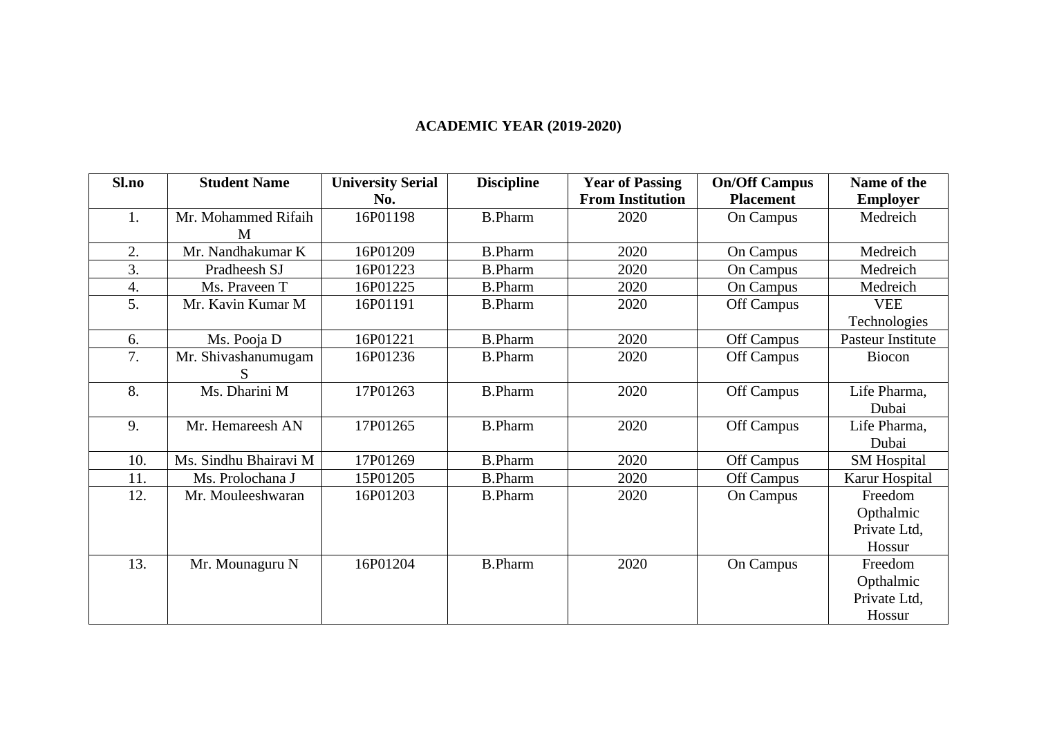**ACADEMIC YEAR (2019-2020)**

| Sl.no | Student Name | University Serial No. | Discipline | Year of Passing From Institution | On/Off Campus Placement | Name of the Employer |
|---|---|---|---|---|---|---|
| 1. | Mr. Mohammed Rifaih M | 16P01198 | B.Pharm | 2020 | On Campus | Medreich |
| 2. | Mr. Nandhakumar K | 16P01209 | B.Pharm | 2020 | On Campus | Medreich |
| 3. | Pradheesh SJ | 16P01223 | B.Pharm | 2020 | On Campus | Medreich |
| 4. | Ms. Praveen T | 16P01225 | B.Pharm | 2020 | On Campus | Medreich |
| 5. | Mr. Kavin Kumar M | 16P01191 | B.Pharm | 2020 | Off Campus | VEE Technologies |
| 6. | Ms. Pooja D | 16P01221 | B.Pharm | 2020 | Off Campus | Pasteur Institute |
| 7. | Mr. Shivashanumugam S | 16P01236 | B.Pharm | 2020 | Off Campus | Biocon |
| 8. | Ms. Dharini M | 17P01263 | B.Pharm | 2020 | Off Campus | Life Pharma, Dubai |
| 9. | Mr. Hemareesh AN | 17P01265 | B.Pharm | 2020 | Off Campus | Life Pharma, Dubai |
| 10. | Ms. Sindhu Bhairavi M | 17P01269 | B.Pharm | 2020 | Off Campus | SM Hospital |
| 11. | Ms. Prolochana J | 15P01205 | B.Pharm | 2020 | Off Campus | Karur Hospital |
| 12. | Mr. Mouleeshwaran | 16P01203 | B.Pharm | 2020 | On Campus | Freedom Opthalmic Private Ltd, Hossur |
| 13. | Mr. Mounaguru N | 16P01204 | B.Pharm | 2020 | On Campus | Freedom Opthalmic Private Ltd, Hossur |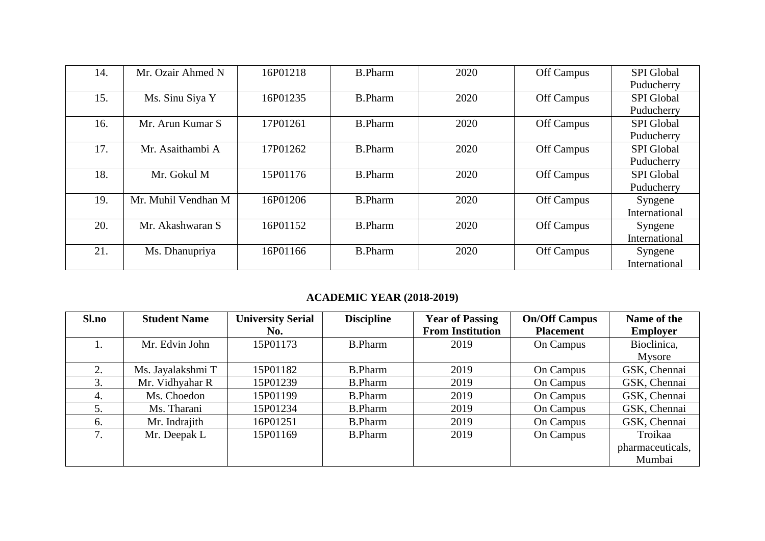| | | | | | | |
|---|---|---|---|---|---|---|
| 14. | Mr. Ozair Ahmed N | 16P01218 | B.Pharm | 2020 | Off Campus | SPI Global Puducherry |
| 15. | Ms. Sinu Siya Y | 16P01235 | B.Pharm | 2020 | Off Campus | SPI Global Puducherry |
| 16. | Mr. Arun Kumar S | 17P01261 | B.Pharm | 2020 | Off Campus | SPI Global Puducherry |
| 17. | Mr. Asaithambi A | 17P01262 | B.Pharm | 2020 | Off Campus | SPI Global Puducherry |
| 18. | Mr. Gokul M | 15P01176 | B.Pharm | 2020 | Off Campus | SPI Global Puducherry |
| 19. | Mr. Muhil Vendhan M | 16P01206 | B.Pharm | 2020 | Off Campus | Syngene International |
| 20. | Mr. Akashwaran S | 16P01152 | B.Pharm | 2020 | Off Campus | Syngene International |
| 21. | Ms. Dhanupriya | 16P01166 | B.Pharm | 2020 | Off Campus | Syngene International |

## ACADEMIC YEAR (2018-2019)

| Sl.no | Student Name | University Serial No. | Discipline | Year of Passing From Institution | On/Off Campus Placement | Name of the Employer |
|---|---|---|---|---|---|---|
| 1. | Mr. Edvin John | 15P01173 | B.Pharm | 2019 | On Campus | Bioclinica, Mysore |
| 2. | Ms. Jayalakshmi T | 15P01182 | B.Pharm | 2019 | On Campus | GSK, Chennai |
| 3. | Mr. Vidhyahar R | 15P01239 | B.Pharm | 2019 | On Campus | GSK, Chennai |
| 4. | Ms. Choedon | 15P01199 | B.Pharm | 2019 | On Campus | GSK, Chennai |
| 5. | Ms. Tharani | 15P01234 | B.Pharm | 2019 | On Campus | GSK, Chennai |
| 6. | Mr. Indrajith | 16P01251 | B.Pharm | 2019 | On Campus | GSK, Chennai |
| 7. | Mr. Deepak L | 15P01169 | B.Pharm | 2019 | On Campus | Troikaa pharmaceuticals, Mumbai |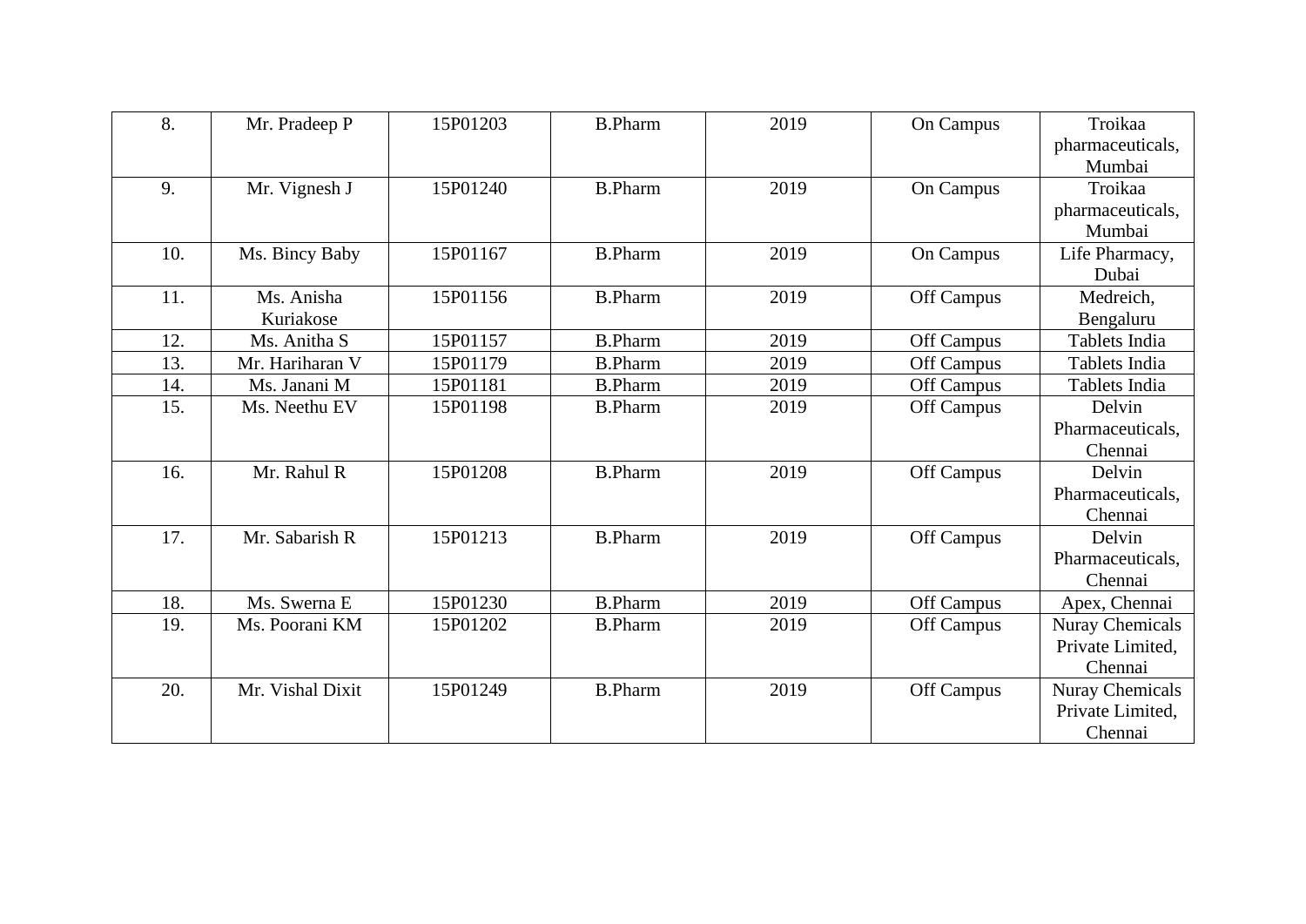| | | | | | | |
|---|---|---|---|---|---|---|
| 8. | Mr. Pradeep P | 15P01203 | B.Pharm | 2019 | On Campus | Troikaa pharmaceuticals, Mumbai |
| 9. | Mr. Vignesh J | 15P01240 | B.Pharm | 2019 | On Campus | Troikaa pharmaceuticals, Mumbai |
| 10. | Ms. Bincy Baby | 15P01167 | B.Pharm | 2019 | On Campus | Life Pharmacy, Dubai |
| 11. | Ms. Anisha Kuriakose | 15P01156 | B.Pharm | 2019 | Off Campus | Medreich, Bengaluru |
| 12. | Ms. Anitha S | 15P01157 | B.Pharm | 2019 | Off Campus | Tablets India |
| 13. | Mr. Hariharan V | 15P01179 | B.Pharm | 2019 | Off Campus | Tablets India |
| 14. | Ms. Janani M | 15P01181 | B.Pharm | 2019 | Off Campus | Tablets India |
| 15. | Ms. Neethu EV | 15P01198 | B.Pharm | 2019 | Off Campus | Delvin Pharmaceuticals, Chennai |
| 16. | Mr. Rahul R | 15P01208 | B.Pharm | 2019 | Off Campus | Delvin Pharmaceuticals, Chennai |
| 17. | Mr. Sabarish R | 15P01213 | B.Pharm | 2019 | Off Campus | Delvin Pharmaceuticals, Chennai |
| 18. | Ms. Swerna E | 15P01230 | B.Pharm | 2019 | Off Campus | Apex, Chennai |
| 19. | Ms. Poorani KM | 15P01202 | B.Pharm | 2019 | Off Campus | Nuray Chemicals Private Limited, Chennai |
| 20. | Mr. Vishal Dixit | 15P01249 | B.Pharm | 2019 | Off Campus | Nuray Chemicals Private Limited, Chennai |